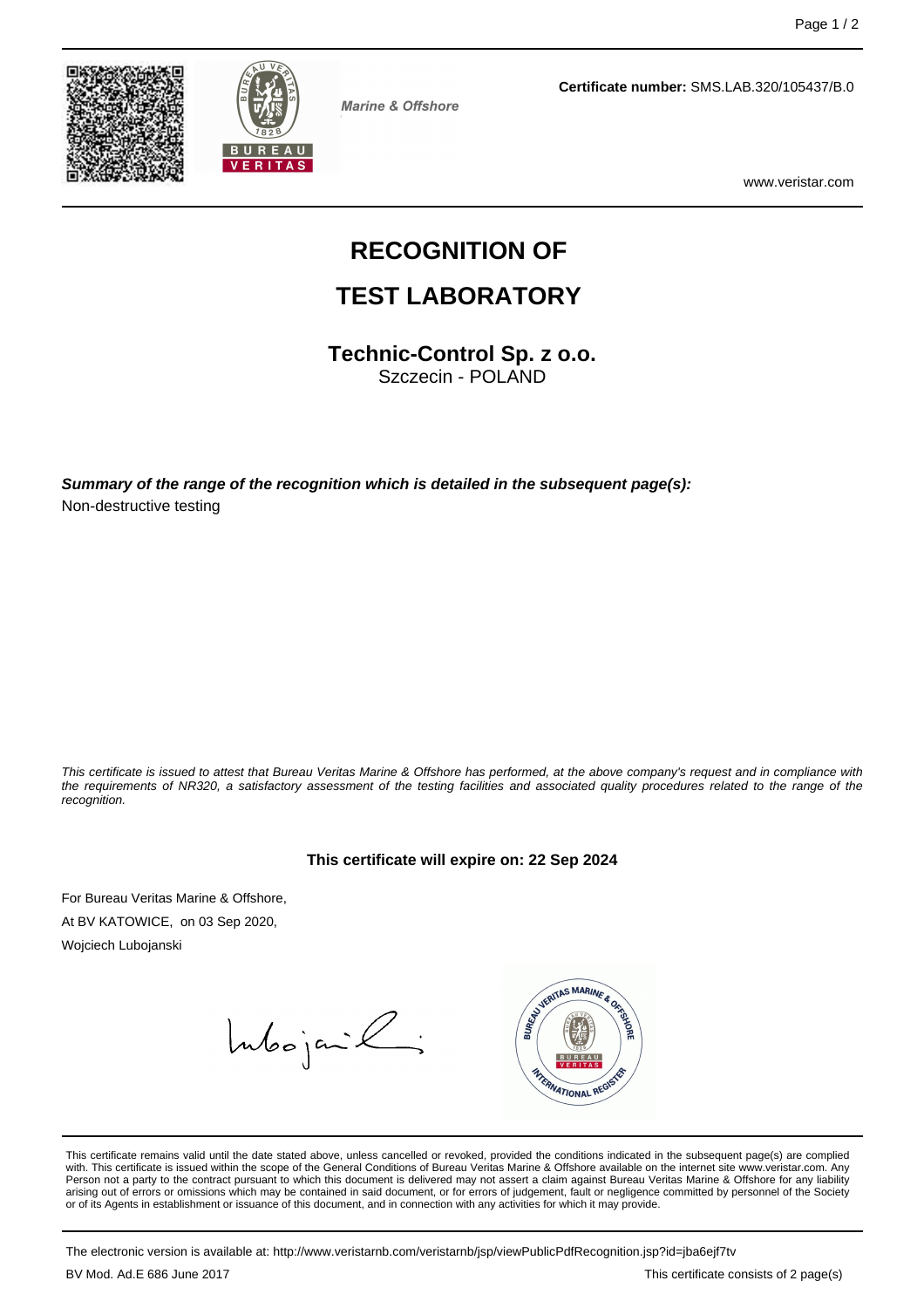Marine & Offshore

**Certificate number:** SMS.LAB.320/105437/B.0

www.veristar.com

# RECOGNITION OF

# TEST LABORATORY

## Technic-Control Sp. z o.o.

Szczecin - POLAND

***Summary of the range of the recognition which is detailed in the subsequent page(s):***

Non-destructive testing

*This certificate is issued to attest that Bureau Veritas Marine & Offshore has performed, at the above company's request and in compliance with the requirements of NR320, a satisfactory assessment of the testing facilities and associated quality procedures related to the range of the recognition.*

**This certificate will expire on: 22 Sep 2024**

For Bureau Veritas Marine & Offshore,

At BV KATOWICE, on 03 Sep 2020,

Wojciech Lubojanski

This certificate remains valid until the date stated above, unless cancelled or revoked, provided the conditions indicated in the subsequent page(s) are complied with. This certificate is issued within the scope of the General Conditions of Bureau Veritas Marine & Offshore available on the internet site www.veristar.com. Any Person not a party to the contract pursuant to which this document is delivered may not assert a claim against Bureau Veritas Marine & Offshore for any liability arising out of errors or omissions which may be contained in said document, or for errors of judgement, fault or negligence committed by personnel of the Society or of its Agents in establishment or issuance of this document, and in connection with any activities for which it may provide.

The electronic version is available at: http://www.veristarnb.com/veristarnb/jsp/viewPublicPdfRecognition.jsp?id=jba6ejf7tv

BV Mod. Ad.E 686 June 2017

This certificate consists of 2 page(s)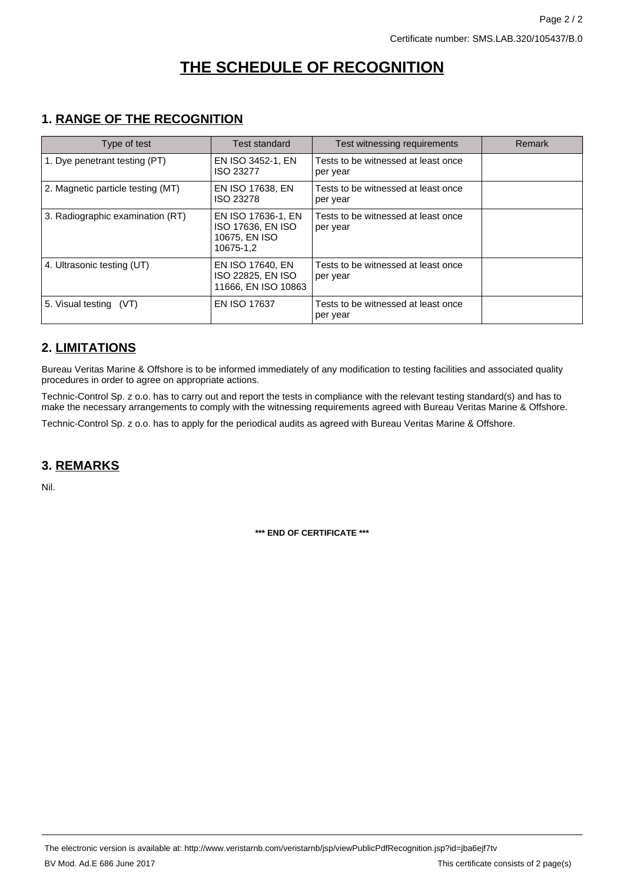Certificate number: SMS.LAB.320/105437/B.0

# THE SCHEDULE OF RECOGNITION

## 1. RANGE OF THE RECOGNITION

| Type of test | Test standard | Test witnessing requirements | Remark |
|---|---|---|---|
| 1. Dye penetrant testing (PT) | EN ISO 3452-1, EN ISO 23277 | Tests to be witnessed at least once per year | |
| 2. Magnetic particle testing (MT) | EN ISO 17638, EN ISO 23278 | Tests to be witnessed at least once per year | |
| 3. Radiographic examination (RT) | EN ISO 17636-1, EN ISO 17636, EN ISO 10675, EN ISO 10675-1,2 | Tests to be witnessed at least once per year | |
| 4. Ultrasonic testing (UT) | EN ISO 17640, EN ISO 22825, EN ISO 11666, EN ISO 10863 | Tests to be witnessed at least once per year | |
| 5. Visual testing (VT) | EN ISO 17637 | Tests to be witnessed at least once per year | |

## 2. LIMITATIONS

Bureau Veritas Marine & Offshore is to be informed immediately of any modification to testing facilities and associated quality procedures in order to agree on appropriate actions.

Technic-Control Sp. z o.o. has to carry out and report the tests in compliance with the relevant testing standard(s) and has to make the necessary arrangements to comply with the witnessing requirements agreed with Bureau Veritas Marine & Offshore.

Technic-Control Sp. z o.o. has to apply for the periodical audits as agreed with Bureau Veritas Marine & Offshore.

## 3. REMARKS

Nil.

**\*\*\* END OF CERTIFICATE \*\*\***

The electronic version is available at: http://www.veristarnb.com/veristarnb/jsp/viewPublicPdfRecognition.jsp?id=jba6ejf7tv

BV Mod. Ad.E 686 June 2017

This certificate consists of 2 page(s)